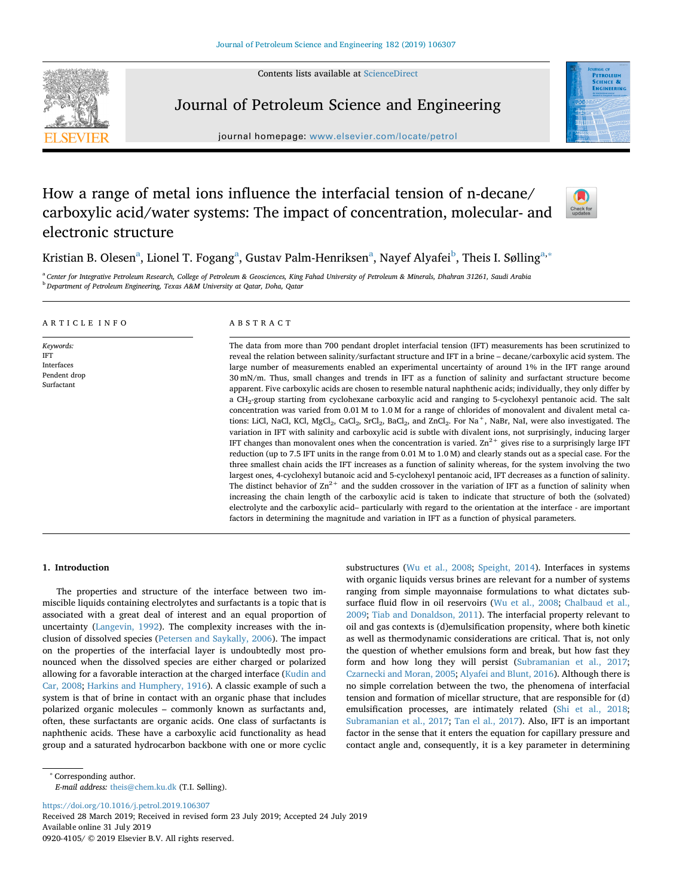# How a range of metal ions influence the interfacial tension of n-decane/carboxylic acid/water systems: The impact of concentration, molecular- and electronic structure

Kristian B. Olesen[a], Lionel T. Fogang[a], Gustav Palm-Henriksen[a], Nayef Alyafei[b], Theis I. Sølling[a,*]

[a] Center for Integrative Petroleum Research, College of Petroleum & Geosciences, King Fahad University of Petroleum & Minerals, Dhahran 31261, Saudi Arabia
[b] Department of Petroleum Engineering, Texas A&M University at Qatar, Doha, Qatar

## ARTICLE INFO

*Keywords:*
IFT
Interfaces
Pendent drop
Surfactant

## ABSTRACT

The data from more than 700 pendant droplet interfacial tension (IFT) measurements has been scrutinized to reveal the relation between salinity/surfactant structure and IFT in a brine – decane/carboxylic acid system. The large number of measurements enabled an experimental uncertainty of around 1% in the IFT range around 30 mN/m. Thus, small changes and trends in IFT as a function of salinity and surfactant structure become apparent. Five carboxylic acids are chosen to resemble natural naphthenic acids; individually, they only differ by a $CH_2$-group starting from cyclohexane carboxylic acid and ranging to 5-cyclohexyl pentanoic acid. The salt concentration was varied from 0.01 M to 1.0 M for a range of chlorides of monovalent and divalent metal cations: LiCl, NaCl, KCl, $MgCl_2$, $CaCl_2$, $SrCl_2$, $BaCl_2$, and $ZnCl_2$. For $Na^+$, NaBr, NaI, were also investigated. The variation in IFT with salinity and carboxylic acid is subtle with divalent ions, not surprisingly, inducing larger IFT changes than monovalent ones when the concentration is varied. $Zn^{2+}$ gives rise to a surprisingly large IFT reduction (up to 7.5 IFT units in the range from 0.01 M to 1.0 M) and clearly stands out as a special case. For the three smallest chain acids the IFT increases as a function of salinity whereas, for the system involving the two largest ones, 4-cyclohexyl butanoic acid and 5-cyclohexyl pentanoic acid, IFT decreases as a function of salinity. The distinct behavior of $Zn^{2+}$ and the sudden crossover in the variation of IFT as a function of salinity when increasing the chain length of the carboxylic acid is taken to indicate that structure of both the (solvated) electrolyte and the carboxylic acid– particularly with regard to the orientation at the interface - are important factors in determining the magnitude and variation in IFT as a function of physical parameters.

## 1. Introduction

The properties and structure of the interface between two immiscible liquids containing electrolytes and surfactants is a topic that is associated with a great deal of interest and an equal proportion of uncertainty (Langevin, 1992). The complexity increases with the inclusion of dissolved species (Petersen and Saykally, 2006). The impact on the properties of the interfacial layer is undoubtedly most pronounced when the dissolved species are either charged or polarized allowing for a favorable interaction at the charged interface (Kudin and Car, 2008; Harkins and Humphery, 1916). A classic example of such a system is that of brine in contact with an organic phase that includes polarized organic molecules – commonly known as surfactants and, often, these surfactants are organic acids. One class of surfactants is naphthenic acids. These have a carboxylic acid functionality as head group and a saturated hydrocarbon backbone with one or more cyclic substructures (Wu et al., 2008; Speight, 2014). Interfaces in systems with organic liquids versus brines are relevant for a number of systems ranging from simple mayonnaise formulations to what dictates subsurface fluid flow in oil reservoirs (Wu et al., 2008; Chalbaud et al., 2009; Tiab and Donaldson, 2011). The interfacial property relevant to oil and gas contexts is (d)emulsification propensity, where both kinetic as well as thermodynamic considerations are critical. That is, not only the question of whether emulsions form and break, but how fast they form and how long they will persist (Subramanian et al., 2017; Czarnecki and Moran, 2005; Alyafei and Blunt, 2016). Although there is no simple correlation between the two, the phenomena of interfacial tension and formation of micellar structure, that are responsible for (d)emulsification processes, are intimately related (Shi et al., 2018; Subramanian et al., 2017; Tan el al., 2017). Also, IFT is an important factor in the sense that it enters the equation for capillary pressure and contact angle and, consequently, it is a key parameter in determining

* Corresponding author.
*E-mail address:* theis@chem.ku.dk (T.I. Sølling).

https://doi.org/10.1016/j.petrol.2019.106307
Received 28 March 2019; Received in revised form 23 July 2019; Accepted 24 July 2019
Available online 31 July 2019
0920-4105/ © 2019 Elsevier B.V. All rights reserved.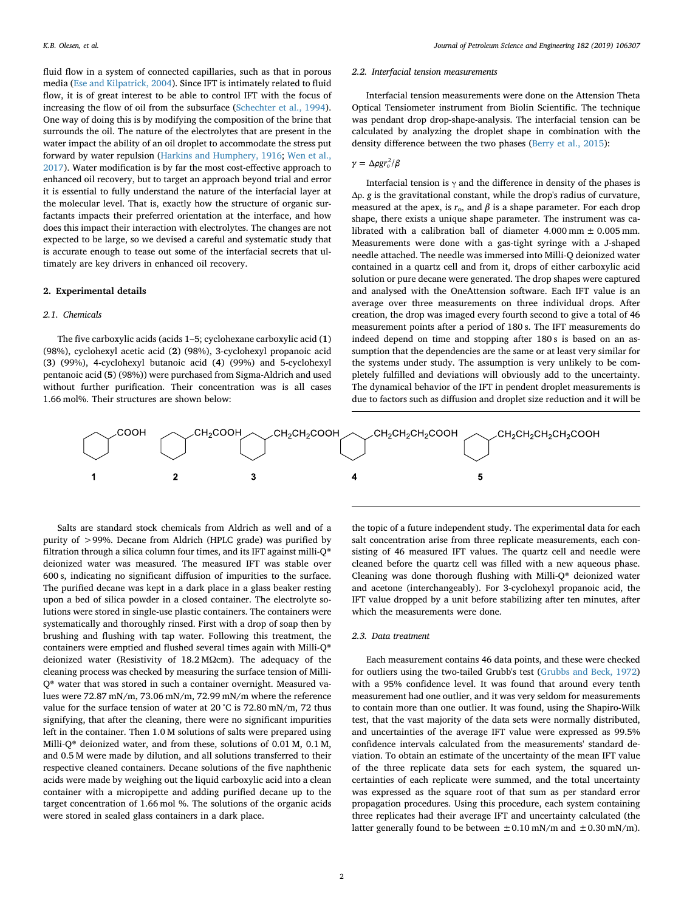fluid flow in a system of connected capillaries, such as that in porous media (Ese and Kilpatrick, 2004). Since IFT is intimately related to fluid flow, it is of great interest to be able to control IFT with the focus of increasing the flow of oil from the subsurface (Schechter et al., 1994). One way of doing this is by modifying the composition of the brine that surrounds the oil. The nature of the electrolytes that are present in the water impact the ability of an oil droplet to accommodate the stress put forward by water repulsion (Harkins and Humphery, 1916; Wen et al., 2017). Water modification is by far the most cost-effective approach to enhanced oil recovery, but to target an approach beyond trial and error it is essential to fully understand the nature of the interfacial layer at the molecular level. That is, exactly how the structure of organic surfactants impacts their preferred orientation at the interface, and how does this impact their interaction with electrolytes. The changes are not expected to be large, so we devised a careful and systematic study that is accurate enough to tease out some of the interfacial secrets that ultimately are key drivers in enhanced oil recovery.

## 2. Experimental details

### 2.1. Chemicals

The five carboxylic acids (acids 1–5; cyclohexane carboxylic acid (**1**) (98%), cyclohexyl acetic acid (**2**) (98%), 3-cyclohexyl propanoic acid (**3**) (99%), 4-cyclohexyl butanoic acid (**4**) (99%) and 5-cyclohexyl pentanoic acid (**5**) (98%)) were purchased from Sigma-Aldrich and used without further purification. Their concentration was is all cases 1.66 mol%. Their structures are shown below:

[Structures: **1** cyclohexane–COOH; **2** cyclohexane–$CH_2COOH$; **3** cyclohexane–$CH_2CH_2COOH$; **4** cyclohexane–$CH_2CH_2CH_2COOH$; **5** cyclohexane–$CH_2CH_2CH_2CH_2COOH$]

Salts are standard stock chemicals from Aldrich as well and of a purity of >99%. Decane from Aldrich (HPLC grade) was purified by filtration through a silica column four times, and its IFT against milli-Q® deionized water was measured. The measured IFT was stable over 600 s, indicating no significant diffusion of impurities to the surface. The purified decane was kept in a dark place in a glass beaker resting upon a bed of silica powder in a closed container. The electrolyte solutions were stored in single-use plastic containers. The containers were systematically and thoroughly rinsed. First with a drop of soap then by brushing and flushing with tap water. Following this treatment, the containers were emptied and flushed several times again with Milli-Q® deionized water (Resistivity of 18.2 MΩcm). The adequacy of the cleaning process was checked by measuring the surface tension of Milli-Q® water that was stored in such a container overnight. Measured values were 72.87 mN/m, 73.06 mN/m, 72.99 mN/m where the reference value for the surface tension of water at 20 °C is 72.80 mN/m, 72 thus signifying, that after the cleaning, there were no significant impurities left in the container. Then 1.0 M solutions of salts were prepared using Milli-Q® deionized water, and from these, solutions of 0.01 M, 0.1 M, and 0.5 M were made by dilution, and all solutions transferred to their respective cleaned containers. Decane solutions of the five naphthenic acids were made by weighing out the liquid carboxylic acid into a clean container with a micropipette and adding purified decane up to the target concentration of 1.66 mol %. The solutions of the organic acids were stored in sealed glass containers in a dark place.

### 2.2. Interfacial tension measurements

Interfacial tension measurements were done on the Attension Theta Optical Tensiometer instrument from Biolin Scientific. The technique was pendant drop drop-shape-analysis. The interfacial tension can be calculated by analyzing the droplet shape in combination with the density difference between the two phases (Berry et al., 2015):

$$\gamma = \Delta\rho g r_o^2/\beta$$

Interfacial tension is $\gamma$ and the difference in density of the phases is $\Delta\rho$. $g$ is the gravitational constant, while the drop's radius of curvature, measured at the apex, is $r_o$, and $\beta$ is a shape parameter. For each drop shape, there exists a unique shape parameter. The instrument was calibrated with a calibration ball of diameter 4.000 mm ± 0.005 mm. Measurements were done with a gas-tight syringe with a J-shaped needle attached. The needle was immersed into Milli-Q deionized water contained in a quartz cell and from it, drops of either carboxylic acid solution or pure decane were generated. The drop shapes were captured and analysed with the OneAttension software. Each IFT value is an average over three measurements on three individual drops. After creation, the drop was imaged every fourth second to give a total of 46 measurement points after a period of 180 s. The IFT measurements do indeed depend on time and stopping after 180 s is based on an assumption that the dependencies are the same or at least very similar for the systems under study. The assumption is very unlikely to be completely fulfilled and deviations will obviously add to the uncertainty. The dynamical behavior of the IFT in pendent droplet measurements is due to factors such as diffusion and droplet size reduction and it will be the topic of a future independent study. The experimental data for each salt concentration arise from three replicate measurements, each consisting of 46 measured IFT values. The quartz cell and needle were cleaned before the quartz cell was filled with a new aqueous phase. Cleaning was done thorough flushing with Milli-Q® deionized water and acetone (interchangeably). For 3-cyclohexyl propanoic acid, the IFT value dropped by a unit before stabilizing after ten minutes, after which the measurements were done.

### 2.3. Data treatment

Each measurement contains 46 data points, and these were checked for outliers using the two-tailed Grubb's test (Grubbs and Beck, 1972) with a 95% confidence level. It was found that around every tenth measurement had one outlier, and it was very seldom for measurements to contain more than one outlier. It was found, using the Shapiro-Wilk test, that the vast majority of the data sets were normally distributed, and uncertainties of the average IFT value were expressed as 99.5% confidence intervals calculated from the measurements' standard deviation. To obtain an estimate of the uncertainty of the mean IFT value of the three replicate data sets for each system, the squared uncertainties of each replicate were summed, and the total uncertainty was expressed as the square root of that sum as per standard error propagation procedures. Using this procedure, each system containing three replicates had their average IFT and uncertainty calculated (the latter generally found to be between ±0.10 mN/m and ±0.30 mN/m).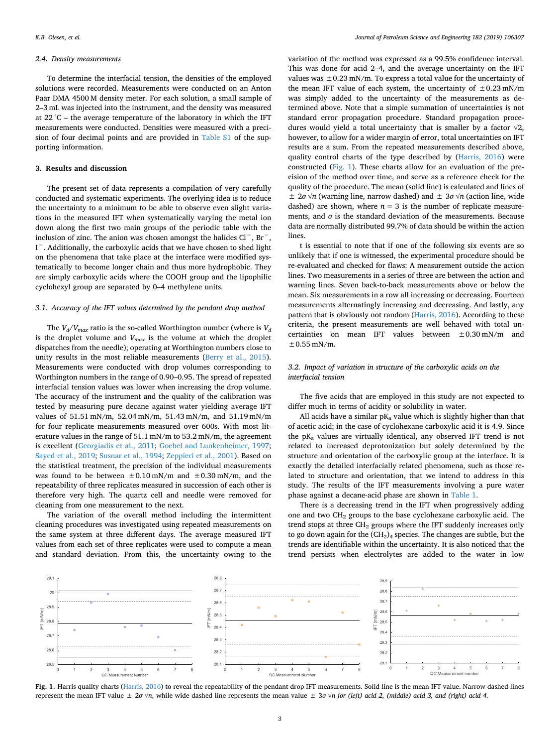### 2.4. Density measurements

To determine the interfacial tension, the densities of the employed solutions were recorded. Measurements were conducted on an Anton Paar DMA 4500 M density meter. For each solution, a small sample of 2–3 mL was injected into the instrument, and the density was measured at 22 °C – the average temperature of the laboratory in which the IFT measurements were conducted. Densities were measured with a precision of four decimal points and are provided in Table S1 of the supporting information.

## 3. Results and discussion

The present set of data represents a compilation of very carefully conducted and systematic experiments. The overlying idea is to reduce the uncertainty to a minimum to be able to observe even slight variations in the measured IFT when systematically varying the metal ion down along the first two main groups of the periodic table with the inclusion of zinc. The anion was chosen amongst the halides $Cl^-$, $Br^-$, $I^-$. Additionally, the carboxylic acids that we have chosen to shed light on the phenomena that take place at the interface were modified systematically to become longer chain and thus more hydrophobic. They are simply carboxylic acids where the COOH group and the lipophilic cyclohexyl group are separated by 0–4 methylene units.

### 3.1. Accuracy of the IFT values determined by the pendant drop method

The $V_d/V_{max}$ ratio is the so-called Worthington number (where is $V_d$ is the droplet volume and $V_{max}$ is the volume at which the droplet dispatches from the needle); operating at Worthington numbers close to unity results in the most reliable measurements (Berry et al., 2015). Measurements were conducted with drop volumes corresponding to Worthington numbers in the range of 0.90–0.95. The spread of repeated interfacial tension values was lower when increasing the drop volume. The accuracy of the instrument and the quality of the calibration was tested by measuring pure decane against water yielding average IFT values of 51.51 mN/m, 52.04 mN/m, 51.43 mN/m, and 51.19 mN/m for four replicate measurements measured over 600s. With most literature values in the range of 51.1 mN/m to 53.2 mN/m, the agreement is excellent (Georgiadis et al., 2011; Goebel and Lunkenheimer, 1997; Sayed et al., 2019; Susnar et al., 1994; Zeppieri et al., 2001). Based on the statistical treatment, the precision of the individual measurements was found to be between ±0.10 mN/m and ±0.30 mN/m, and the repeatability of three replicates measured in succession of each other is therefore very high. The quartz cell and needle were removed for cleaning from one measurement to the next.

The variation of the overall method including the intermittent cleaning procedures was investigated using repeated measurements on the same system at three different days. The average measured IFT values from each set of three replicates were used to compute a mean and standard deviation. From this, the uncertainty owing to the variation of the method was expressed as a 99.5% confidence interval. This was done for acid 2–4, and the average uncertainty on the IFT values was ±0.23 mN/m. To express a total value for the uncertainty of the mean IFT value of each system, the uncertainty of ±0.23 mN/m was simply added to the uncertainty of the measurements as determined above. Note that a simple summation of uncertainties is not standard error propagation procedure. Standard propagation procedures would yield a total uncertainty that is smaller by a factor $\sqrt{2}$, however, to allow for a wider margin of error, total uncertainties on IFT results are a sum. From the repeated measurements described above, quality control charts of the type described by (Harris, 2016) were constructed (Fig. 1). These charts allow for an evaluation of the precision of the method over time, and serve as a reference check for the quality of the procedure. The mean (solid line) is calculated and lines of $\pm 2\sigma\sqrt{n}$ (warning line, narrow dashed) and $\pm 3\sigma\sqrt{n}$ (action line, wide dashed) are shown, where $n = 3$ is the number of replicate measurements, and $\sigma$ is the standard deviation of the measurements. Because data are normally distributed 99.7% of data should be within the action lines.

t is essential to note that if one of the following six events are so unlikely that if one is witnessed, the experimental procedure should be re-evaluated and checked for flaws: A measurement outside the action lines. Two measurements in a series of three are between the action and warning lines. Seven back-to-back measurements above or below the mean. Six measurements in a row all increasing or decreasing. Fourteen measurements alternatingly increasing and decreasing. And lastly, any pattern that is obviously not random (Harris, 2016). According to these criteria, the present measurements are well behaved with total uncertainties on mean IFT values between ±0.30 mN/m and ±0.55 mN/m.

### 3.2. Impact of variation in structure of the carboxylic acids on the interfacial tension

The five acids that are employed in this study are not expected to differ much in terms of acidity or solubility in water.

All acids have a similar $pK_a$ value which is slightly higher than that of acetic acid; in the case of cyclohexane carboxylic acid it is 4.9. Since the $pK_a$ values are virtually identical, any observed IFT trend is not related to increased deprotonization but solely determined by the structure and orientation of the carboxylic group at the interface. It is exactly the detailed interfacially related phenomena, such as those related to structure and orientation, that we intend to address in this study. The results of the IFT measurements involving a pure water phase against a decane-acid phase are shown in Table 1.

There is a decreasing trend in the IFT when progressively adding one and two $CH_2$ groups to the base cyclohexane carboxylic acid. The trend stops at three $CH_2$ groups where the IFT suddenly increases only to go down again for the $(CH_2)_4$ species. The changes are subtle, but the trends are identifiable within the uncertainty. It is also noticed that the trend persists when electrolytes are added to the water in low

**Fig. 1.** Harris quality charts (Harris, 2016) to reveal the repeatability of the pendant drop IFT measurements. Solid line is the mean IFT value. Narrow dashed lines represent the mean IFT value $\pm 2\sigma\sqrt{n}$, while wide dashed line represents the mean value $\pm 3\sigma\sqrt{n}$ *for (left) acid 2, (middle) acid 3, and (right) acid 4.*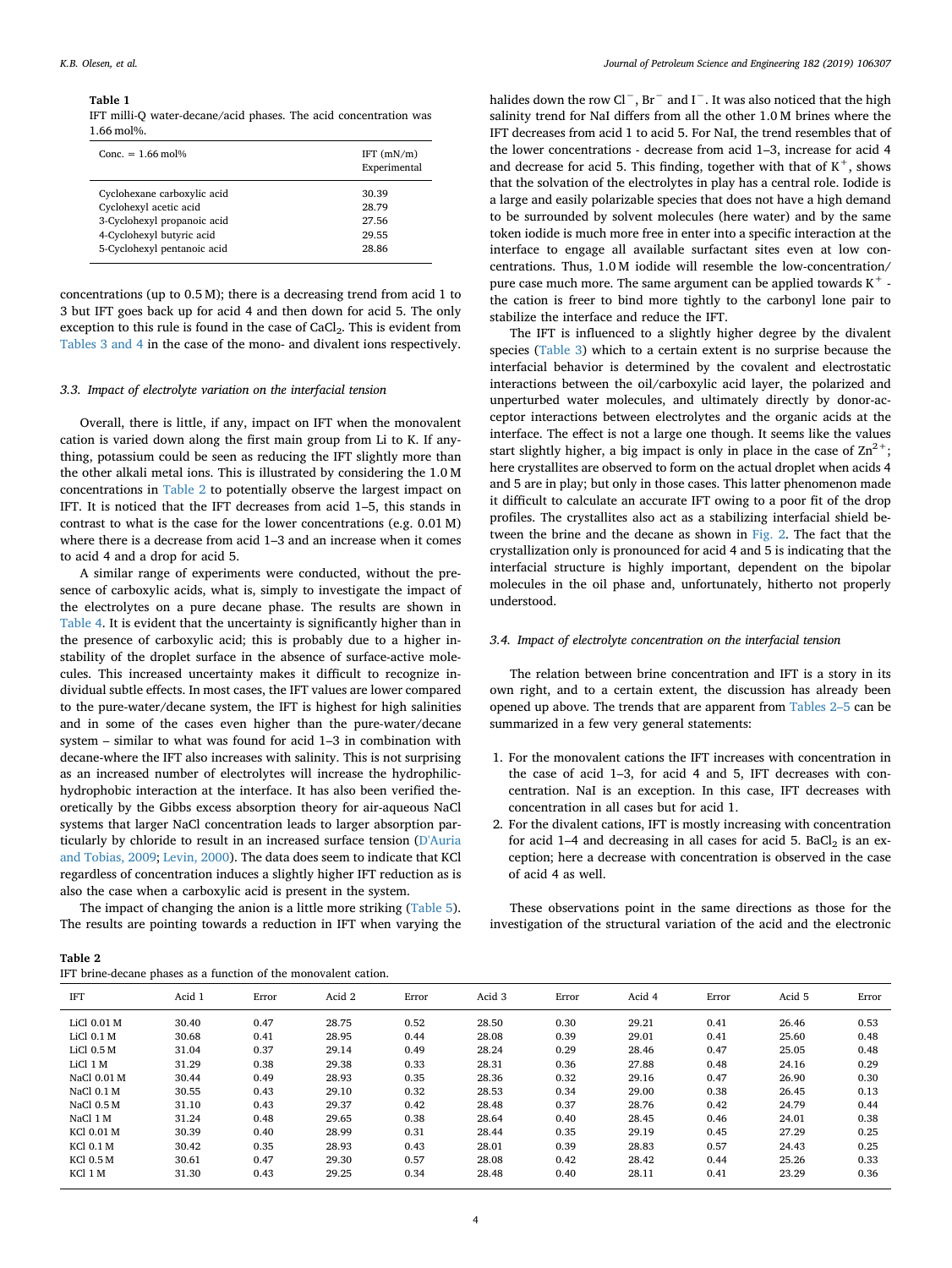**Table 1**
IFT milli-Q water-decane/acid phases. The acid concentration was 1.66 mol%.

| Conc. = 1.66 mol% | IFT (mN/m) Experimental |
|---|---|
| Cyclohexane carboxylic acid | 30.39 |
| Cyclohexyl acetic acid | 28.79 |
| 3-Cyclohexyl propanoic acid | 27.56 |
| 4-Cyclohexyl butyric acid | 29.55 |
| 5-Cyclohexyl pentanoic acid | 28.86 |

concentrations (up to 0.5 M); there is a decreasing trend from acid 1 to 3 but IFT goes back up for acid 4 and then down for acid 5. The only exception to this rule is found in the case of $CaCl_2$. This is evident from Tables 3 and 4 in the case of the mono- and divalent ions respectively.

### 3.3. Impact of electrolyte variation on the interfacial tension

Overall, there is little, if any, impact on IFT when the monovalent cation is varied down along the first main group from Li to K. If anything, potassium could be seen as reducing the IFT slightly more than the other alkali metal ions. This is illustrated by considering the 1.0 M concentrations in Table 2 to potentially observe the largest impact on IFT. It is noticed that the IFT decreases from acid 1–5, this stands in contrast to what is the case for the lower concentrations (e.g. 0.01 M) where there is a decrease from acid 1–3 and an increase when it comes to acid 4 and a drop for acid 5.

A similar range of experiments were conducted, without the presence of carboxylic acids, what is, simply to investigate the impact of the electrolytes on a pure decane phase. The results are shown in Table 4. It is evident that the uncertainty is significantly higher than in the presence of carboxylic acid; this is probably due to a higher instability of the droplet surface in the absence of surface-active molecules. This increased uncertainty makes it difficult to recognize individual subtle effects. In most cases, the IFT values are lower compared to the pure-water/decane system, the IFT is highest for high salinities and in some of the cases even higher than the pure-water/decane system – similar to what was found for acid 1–3 in combination with decane-where the IFT also increases with salinity. This is not surprising as an increased number of electrolytes will increase the hydrophilic-hydrophobic interaction at the interface. It has also been verified theoretically by the Gibbs excess absorption theory for air-aqueous NaCl systems that larger NaCl concentration leads to larger absorption particularly by chloride to result in an increased surface tension (D'Auria and Tobias, 2009; Levin, 2000). The data does seem to indicate that KCl regardless of concentration induces a slightly higher IFT reduction as is also the case when a carboxylic acid is present in the system.

The impact of changing the anion is a little more striking (Table 5). The results are pointing towards a reduction in IFT when varying the halides down the row $Cl^-$, $Br^-$ and $I^-$. It was also noticed that the high salinity trend for NaI differs from all the other 1.0 M brines where the IFT decreases from acid 1 to acid 5. For NaI, the trend resembles that of the lower concentrations - decrease from acid 1–3, increase for acid 4 and decrease for acid 5. This finding, together with that of $K^+$, shows that the solvation of the electrolytes in play has a central role. Iodide is a large and easily polarizable species that does not have a high demand to be surrounded by solvent molecules (here water) and by the same token iodide is much more free in enter into a specific interaction at the interface to engage all available surfactant sites even at low concentrations. Thus, 1.0 M iodide will resemble the low-concentration/pure case much more. The same argument can be applied towards $K^+$ - the cation is freer to bind more tightly to the carbonyl lone pair to stabilize the interface and reduce the IFT.

The IFT is influenced to a slightly higher degree by the divalent species (Table 3) which to a certain extent is no surprise because the interfacial behavior is determined by the covalent and electrostatic interactions between the oil/carboxylic acid layer, the polarized and unperturbed water molecules, and ultimately directly by donor-acceptor interactions between electrolytes and the organic acids at the interface. The effect is not a large one though. It seems like the values start slightly higher, a big impact is only in place in the case of $Zn^{2+}$; here crystallites are observed to form on the actual droplet when acids 4 and 5 are in play; but only in those cases. This latter phenomenon made it difficult to calculate an accurate IFT owing to a poor fit of the drop profiles. The crystallites also act as a stabilizing interfacial shield between the brine and the decane as shown in Fig. 2. The fact that the crystallization only is pronounced for acid 4 and 5 is indicating that the interfacial structure is highly important, dependent on the bipolar molecules in the oil phase and, unfortunately, hitherto not properly understood.

### 3.4. Impact of electrolyte concentration on the interfacial tension

The relation between brine concentration and IFT is a story in its own right, and to a certain extent, the discussion has already been opened up above. The trends that are apparent from Tables 2–5 can be summarized in a few very general statements:

1. For the monovalent cations the IFT increases with concentration in the case of acid 1–3, for acid 4 and 5, IFT decreases with concentration. NaI is an exception. In this case, IFT decreases with concentration in all cases but for acid 1.
2. For the divalent cations, IFT is mostly increasing with concentration for acid 1–4 and decreasing in all cases for acid 5. $BaCl_2$ is an exception; here a decrease with concentration is observed in the case of acid 4 as well.

These observations point in the same directions as those for the investigation of the structural variation of the acid and the electronic

**Table 2**
IFT brine-decane phases as a function of the monovalent cation.

| IFT | Acid 1 | Error | Acid 2 | Error | Acid 3 | Error | Acid 4 | Error | Acid 5 | Error |
|---|---|---|---|---|---|---|---|---|---|---|
| LiCl 0.01 M | 30.40 | 0.47 | 28.75 | 0.52 | 28.50 | 0.30 | 29.21 | 0.41 | 26.46 | 0.53 |
| LiCl 0.1 M | 30.68 | 0.41 | 28.95 | 0.44 | 28.08 | 0.39 | 29.01 | 0.41 | 25.60 | 0.48 |
| LiCl 0.5 M | 31.04 | 0.37 | 29.14 | 0.49 | 28.24 | 0.29 | 28.46 | 0.47 | 25.05 | 0.48 |
| LiCl 1 M | 31.29 | 0.38 | 29.38 | 0.33 | 28.31 | 0.36 | 27.88 | 0.48 | 24.16 | 0.29 |
| NaCl 0.01 M | 30.44 | 0.49 | 28.93 | 0.35 | 28.36 | 0.32 | 29.16 | 0.47 | 26.90 | 0.30 |
| NaCl 0.1 M | 30.55 | 0.43 | 29.10 | 0.32 | 28.53 | 0.34 | 29.00 | 0.38 | 26.45 | 0.13 |
| NaCl 0.5 M | 31.10 | 0.43 | 29.37 | 0.42 | 28.48 | 0.37 | 28.76 | 0.42 | 24.79 | 0.44 |
| NaCl 1 M | 31.24 | 0.48 | 29.65 | 0.38 | 28.64 | 0.40 | 28.45 | 0.46 | 24.01 | 0.38 |
| KCl 0.01 M | 30.39 | 0.40 | 28.99 | 0.31 | 28.44 | 0.35 | 29.19 | 0.45 | 27.29 | 0.25 |
| KCl 0.1 M | 30.42 | 0.35 | 28.93 | 0.43 | 28.01 | 0.39 | 28.83 | 0.57 | 24.43 | 0.25 |
| KCl 0.5 M | 30.61 | 0.47 | 29.30 | 0.57 | 28.08 | 0.42 | 28.42 | 0.44 | 25.26 | 0.33 |
| KCl 1 M | 31.30 | 0.43 | 29.25 | 0.34 | 28.48 | 0.40 | 28.11 | 0.41 | 23.29 | 0.36 |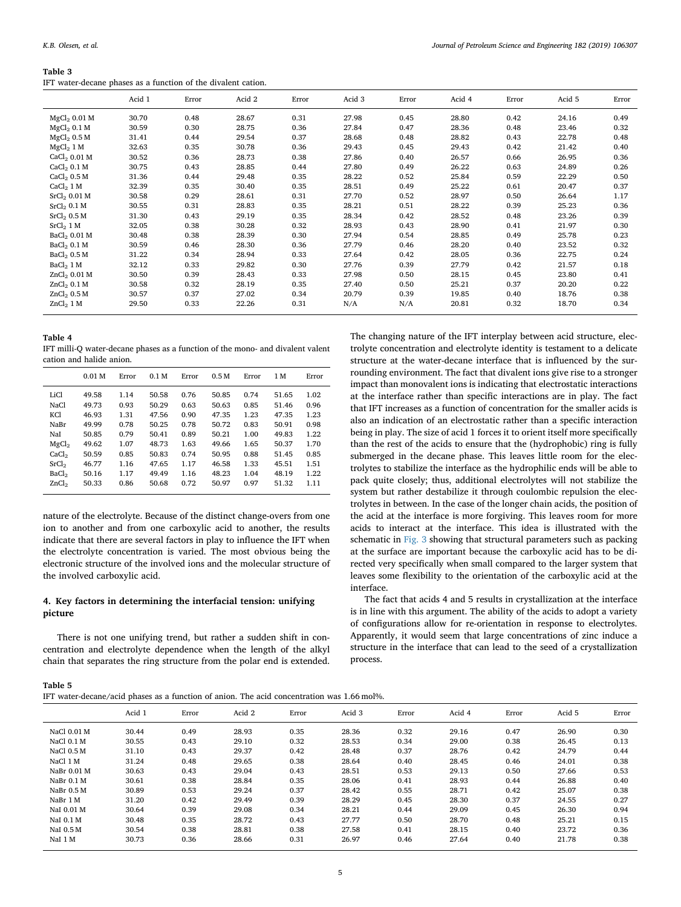**Table 3**
IFT water-decane phases as a function of the divalent cation.

| | Acid 1 | Error | Acid 2 | Error | Acid 3 | Error | Acid 4 | Error | Acid 5 | Error |
|---|---|---|---|---|---|---|---|---|---|---|
| $MgCl_2$ 0.01 M | 30.70 | 0.48 | 28.67 | 0.31 | 27.98 | 0.45 | 28.80 | 0.42 | 24.16 | 0.49 |
| $MgCl_2$ 0.1 M | 30.59 | 0.30 | 28.75 | 0.36 | 27.84 | 0.47 | 28.36 | 0.48 | 23.46 | 0.32 |
| $MgCl_2$ 0.5 M | 31.41 | 0.44 | 29.54 | 0.37 | 28.68 | 0.48 | 28.82 | 0.43 | 22.78 | 0.48 |
| $MgCl_2$ 1 M | 32.63 | 0.35 | 30.78 | 0.36 | 29.43 | 0.45 | 29.43 | 0.42 | 21.42 | 0.40 |
| $CaCl_2$ 0.01 M | 30.52 | 0.36 | 28.73 | 0.38 | 27.86 | 0.40 | 26.57 | 0.66 | 26.95 | 0.36 |
| $CaCl_2$ 0.1 M | 30.75 | 0.43 | 28.85 | 0.44 | 27.80 | 0.49 | 26.22 | 0.63 | 24.89 | 0.26 |
| $CaCl_2$ 0.5 M | 31.36 | 0.44 | 29.48 | 0.35 | 28.22 | 0.52 | 25.84 | 0.59 | 22.29 | 0.50 |
| $CaCl_2$ 1 M | 32.39 | 0.35 | 30.40 | 0.35 | 28.51 | 0.49 | 25.22 | 0.61 | 20.47 | 0.37 |
| $SrCl_2$ 0.01 M | 30.58 | 0.29 | 28.61 | 0.31 | 27.70 | 0.52 | 28.97 | 0.50 | 26.64 | 1.17 |
| $SrCl_2$ 0.1 M | 30.55 | 0.31 | 28.83 | 0.35 | 28.21 | 0.51 | 28.22 | 0.39 | 25.23 | 0.36 |
| $SrCl_2$ 0.5 M | 31.30 | 0.43 | 29.19 | 0.35 | 28.34 | 0.42 | 28.52 | 0.48 | 23.26 | 0.39 |
| $SrCl_2$ 1 M | 32.05 | 0.38 | 30.28 | 0.32 | 28.93 | 0.43 | 28.90 | 0.41 | 21.97 | 0.30 |
| $BaCl_2$ 0.01 M | 30.48 | 0.38 | 28.39 | 0.30 | 27.94 | 0.54 | 28.85 | 0.49 | 25.78 | 0.23 |
| $BaCl_2$ 0.1 M | 30.59 | 0.46 | 28.30 | 0.36 | 27.79 | 0.46 | 28.20 | 0.40 | 23.52 | 0.32 |
| $BaCl_2$ 0.5 M | 31.22 | 0.34 | 28.94 | 0.33 | 27.64 | 0.42 | 28.05 | 0.36 | 22.75 | 0.24 |
| $BaCl_2$ 1 M | 32.12 | 0.33 | 29.82 | 0.30 | 27.76 | 0.39 | 27.79 | 0.42 | 21.57 | 0.18 |
| $ZnCl_2$ 0.01 M | 30.50 | 0.39 | 28.43 | 0.33 | 27.98 | 0.50 | 28.15 | 0.45 | 23.80 | 0.41 |
| $ZnCl_2$ 0.1 M | 30.58 | 0.32 | 28.19 | 0.35 | 27.40 | 0.50 | 25.21 | 0.37 | 20.20 | 0.22 |
| $ZnCl_2$ 0.5 M | 30.57 | 0.37 | 27.02 | 0.34 | 20.79 | 0.39 | 19.85 | 0.40 | 18.76 | 0.38 |
| $ZnCl_2$ 1 M | 29.50 | 0.33 | 22.26 | 0.31 | N/A | N/A | 20.81 | 0.32 | 18.70 | 0.34 |

**Table 4**
IFT milli-Q water-decane phases as a function of the mono- and divalent valent cation and halide anion.

| | 0.01 M | Error | 0.1 M | Error | 0.5 M | Error | 1 M | Error |
|---|---|---|---|---|---|---|---|---|
| LiCl | 49.58 | 1.14 | 50.58 | 0.76 | 50.85 | 0.74 | 51.65 | 1.02 |
| NaCl | 49.73 | 0.93 | 50.29 | 0.63 | 50.63 | 0.85 | 51.46 | 0.96 |
| KCl | 46.93 | 1.31 | 47.56 | 0.90 | 47.35 | 1.23 | 47.35 | 1.23 |
| NaBr | 49.99 | 0.78 | 50.25 | 0.78 | 50.72 | 0.83 | 50.91 | 0.98 |
| NaI | 50.85 | 0.79 | 50.41 | 0.89 | 50.21 | 1.00 | 49.83 | 1.22 |
| $MgCl_2$ | 49.62 | 1.07 | 48.73 | 1.63 | 49.66 | 1.65 | 50.37 | 1.70 |
| $CaCl_2$ | 50.59 | 0.85 | 50.83 | 0.74 | 50.95 | 0.88 | 51.45 | 0.85 |
| $SrCl_2$ | 46.77 | 1.16 | 47.65 | 1.17 | 46.58 | 1.33 | 45.51 | 1.51 |
| $BaCl_2$ | 50.16 | 1.17 | 49.49 | 1.16 | 48.23 | 1.04 | 48.19 | 1.22 |
| $ZnCl_2$ | 50.33 | 0.86 | 50.68 | 0.72 | 50.97 | 0.97 | 51.32 | 1.11 |

nature of the electrolyte. Because of the distinct change-overs from one ion to another and from one carboxylic acid to another, the results indicate that there are several factors in play to influence the IFT when the electrolyte concentration is varied. The most obvious being the electronic structure of the involved ions and the molecular structure of the involved carboxylic acid.

## 4. Key factors in determining the interfacial tension: unifying picture

There is not one unifying trend, but rather a sudden shift in concentration and electrolyte dependence when the length of the alkyl chain that separates the ring structure from the polar end is extended. The changing nature of the IFT interplay between acid structure, electrolyte concentration and electrolyte identity is testament to a delicate structure at the water-decane interface that is influenced by the surrounding environment. The fact that divalent ions give rise to a stronger impact than monovalent ions is indicating that electrostatic interactions at the interface rather than specific interactions are in play. The fact that IFT increases as a function of concentration for the smaller acids is also an indication of an electrostatic rather than a specific interaction being in play. The size of acid 1 forces it to orient itself more specifically than the rest of the acids to ensure that the (hydrophobic) ring is fully submerged in the decane phase. This leaves little room for the electrolytes to stabilize the interface as the hydrophilic ends will be able to pack quite closely; thus, additional electrolytes will not stabilize the system but rather destabilize it through coulombic repulsion the electrolytes in between. In the case of the longer chain acids, the position of the acid at the interface is more forgiving. This leaves room for more acids to interact at the interface. This idea is illustrated with the schematic in Fig. 3 showing that structural parameters such as packing at the surface are important because the carboxylic acid has to be directed very specifically when small compared to the larger system that leaves some flexibility to the orientation of the carboxylic acid at the interface.

The fact that acids 4 and 5 results in crystallization at the interface is in line with this argument. The ability of the acids to adopt a variety of configurations allow for re-orientation in response to electrolytes. Apparently, it would seem that large concentrations of zinc induce a structure in the interface that can lead to the seed of a crystallization process.

**Table 5**
IFT water-decane/acid phases as a function of anion. The acid concentration was 1.66 mol%.

| | Acid 1 | Error | Acid 2 | Error | Acid 3 | Error | Acid 4 | Error | Acid 5 | Error |
|---|---|---|---|---|---|---|---|---|---|---|
| NaCl 0.01 M | 30.44 | 0.49 | 28.93 | 0.35 | 28.36 | 0.32 | 29.16 | 0.47 | 26.90 | 0.30 |
| NaCl 0.1 M | 30.55 | 0.43 | 29.10 | 0.32 | 28.53 | 0.34 | 29.00 | 0.38 | 26.45 | 0.13 |
| NaCl 0.5 M | 31.10 | 0.43 | 29.37 | 0.42 | 28.48 | 0.37 | 28.76 | 0.42 | 24.79 | 0.44 |
| NaCl 1 M | 31.24 | 0.48 | 29.65 | 0.38 | 28.64 | 0.40 | 28.45 | 0.46 | 24.01 | 0.38 |
| NaBr 0.01 M | 30.63 | 0.43 | 29.04 | 0.43 | 28.51 | 0.53 | 29.13 | 0.50 | 27.66 | 0.53 |
| NaBr 0.1 M | 30.61 | 0.38 | 28.84 | 0.35 | 28.06 | 0.41 | 28.93 | 0.44 | 26.88 | 0.40 |
| NaBr 0.5 M | 30.89 | 0.53 | 29.24 | 0.37 | 28.42 | 0.55 | 28.71 | 0.42 | 25.07 | 0.38 |
| NaBr 1 M | 31.20 | 0.42 | 29.49 | 0.39 | 28.29 | 0.45 | 28.30 | 0.37 | 24.55 | 0.27 |
| NaI 0.01 M | 30.64 | 0.39 | 29.08 | 0.34 | 28.21 | 0.44 | 29.09 | 0.45 | 26.30 | 0.94 |
| NaI 0.1 M | 30.48 | 0.35 | 28.72 | 0.43 | 27.77 | 0.50 | 28.70 | 0.48 | 25.21 | 0.15 |
| NaI 0.5 M | 30.54 | 0.38 | 28.81 | 0.38 | 27.58 | 0.41 | 28.15 | 0.40 | 23.72 | 0.36 |
| NaI 1 M | 30.73 | 0.36 | 28.66 | 0.31 | 26.97 | 0.46 | 27.64 | 0.40 | 21.78 | 0.38 |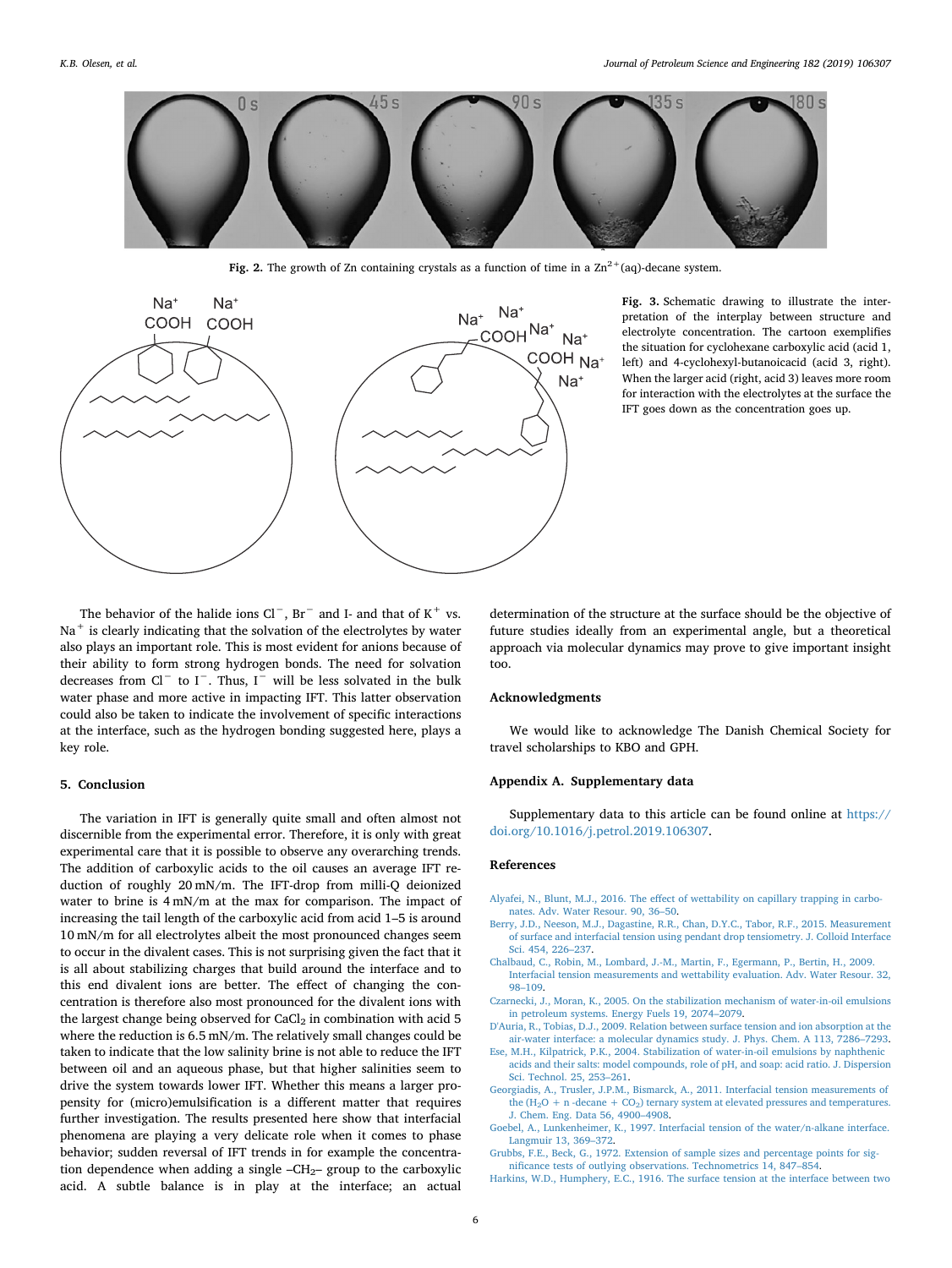**Fig. 2.** The growth of Zn containing crystals as a function of time in a $Zn^{2+}$(aq)-decane system.

**Fig. 3.** Schematic drawing to illustrate the interpretation of the interplay between structure and electrolyte concentration. The cartoon exemplifies the situation for cyclohexane carboxylic acid (acid 1, left) and 4-cyclohexyl-butanoicacid (acid 3, right). When the larger acid (right, acid 3) leaves more room for interaction with the electrolytes at the surface the IFT goes down as the concentration goes up.

The behavior of the halide ions $Cl^-$, $Br^-$ and I- and that of $K^+$ vs. $Na^+$ is clearly indicating that the solvation of the electrolytes by water also plays an important role. This is most evident for anions because of their ability to form strong hydrogen bonds. The need for solvation decreases from $Cl^-$ to $I^-$. Thus, $I^-$ will be less solvated in the bulk water phase and more active in impacting IFT. This latter observation could also be taken to indicate the involvement of specific interactions at the interface, such as the hydrogen bonding suggested here, plays a key role.

## 5. Conclusion

The variation in IFT is generally quite small and often almost not discernible from the experimental error. Therefore, it is only with great experimental care that it is possible to observe any overarching trends. The addition of carboxylic acids to the oil causes an average IFT reduction of roughly 20 mN/m. The IFT-drop from milli-Q deionized water to brine is 4 mN/m at the max for comparison. The impact of increasing the tail length of the carboxylic acid from acid 1–5 is around 10 mN/m for all electrolytes albeit the most pronounced changes seem to occur in the divalent cases. This is not surprising given the fact that it is all about stabilizing charges that build around the interface and to this end divalent ions are better. The effect of changing the concentration is therefore also most pronounced for the divalent ions with the largest change being observed for $CaCl_2$ in combination with acid 5 where the reduction is 6.5 mN/m. The relatively small changes could be taken to indicate that the low salinity brine is not able to reduce the IFT between oil and an aqueous phase, but that higher salinities seem to drive the system towards lower IFT. Whether this means a larger propensity for (micro)emulsification is a different matter that requires further investigation. The results presented here show that interfacial phenomena are playing a very delicate role when it comes to phase behavior; sudden reversal of IFT trends in for example the concentration dependence when adding a single –$CH_2$– group to the carboxylic acid. A subtle balance is in play at the interface; an actual determination of the structure at the surface should be the objective of future studies ideally from an experimental angle, but a theoretical approach via molecular dynamics may prove to give important insight too.

### Acknowledgments

We would like to acknowledge The Danish Chemical Society for travel scholarships to KBO and GPH.

### Appendix A. Supplementary data

Supplementary data to this article can be found online at https://doi.org/10.1016/j.petrol.2019.106307.

### References

Alyafei, N., Blunt, M.J., 2016. The effect of wettability on capillary trapping in carbonates. Adv. Water Resour. 90, 36–50.

Berry, J.D., Neeson, M.J., Dagastine, R.R., Chan, D.Y.C., Tabor, R.F., 2015. Measurement of surface and interfacial tension using pendant drop tensiometry. J. Colloid Interface Sci. 454, 226–237.

Chalbaud, C., Robin, M., Lombard, J.-M., Martin, F., Egermann, P., Bertin, H., 2009. Interfacial tension measurements and wettability evaluation. Adv. Water Resour. 32, 98–109.

Czarnecki, J., Moran, K., 2005. On the stabilization mechanism of water-in-oil emulsions in petroleum systems. Energy Fuels 19, 2074–2079.

D'Auria, R., Tobias, D.J., 2009. Relation between surface tension and ion absorption at the air-water interface: a molecular dynamics study. J. Phys. Chem. A 113, 7286–7293.

Ese, M.H., Kilpatrick, P.K., 2004. Stabilization of water-in-oil emulsions by naphthenic acids and their salts: model compounds, role of pH, and soap: acid ratio. J. Dispersion Sci. Technol. 25, 253–261.

Georgiadis, A., Trusler, J.P.M., Bismarck, A., 2011. Interfacial tension measurements of the ($H_2O$ + n -decane + $CO_2$) ternary system at elevated pressures and temperatures. J. Chem. Eng. Data 56, 4900–4908.

Goebel, A., Lunkenheimer, K., 1997. Interfacial tension of the water/n-alkane interface. Langmuir 13, 369–372.

Grubbs, F.E., Beck, G., 1972. Extension of sample sizes and percentage points for significance tests of outlying observations. Technometrics 14, 847–854.

Harkins, W.D., Humphery, E.C., 1916. The surface tension at the interface between two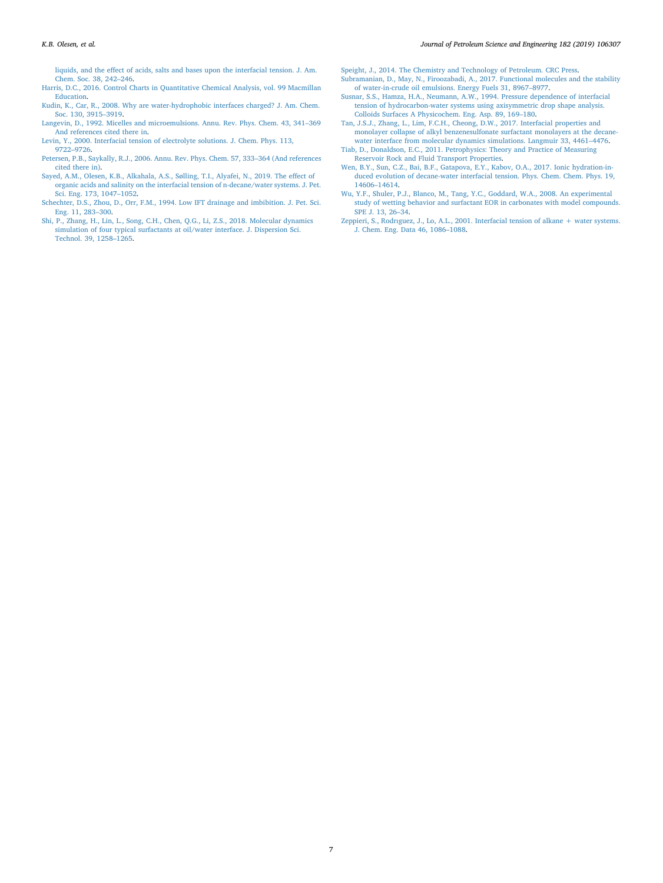liquids, and the effect of acids, salts and bases upon the interfacial tension. J. Am. Chem. Soc. 38, 242–246.

Harris, D.C., 2016. Control Charts in Quantitative Chemical Analysis, vol. 99 Macmillan Education.

Kudin, K., Car, R., 2008. Why are water-hydrophobic interfaces charged? J. Am. Chem. Soc. 130, 3915–3919.

Langevin, D., 1992. Micelles and microemulsions. Annu. Rev. Phys. Chem. 43, 341–369 And references cited there in.

Levin, Y., 2000. Interfacial tension of electrolyte solutions. J. Chem. Phys. 113, 9722–9726.

Petersen, P.B., Saykally, R.J., 2006. Annu. Rev. Phys. Chem. 57, 333–364 (And references cited there in).

Sayed, A.M., Olesen, K.B., Alkahala, A.S., Sølling, T.I., Alyafei, N., 2019. The effect of organic acids and salinity on the interfacial tension of n-decane/water systems. J. Pet. Sci. Eng. 173, 1047–1052.

Schechter, D.S., Zhou, D., Orr, F.M., 1994. Low IFT drainage and imbibition. J. Pet. Sci. Eng. 11, 283–300.

Shi, P., Zhang, H., Lin, L., Song, C.H., Chen, Q.G., Li, Z.S., 2018. Molecular dynamics simulation of four typical surfactants at oil/water interface. J. Dispersion Sci. Technol. 39, 1258–1265.

Speight, J., 2014. The Chemistry and Technology of Petroleum. CRC Press.

Subramanian, D., May, N., Firoozabadi, A., 2017. Functional molecules and the stability of water-in-crude oil emulsions. Energy Fuels 31, 8967–8977.

Susnar, S.S., Hamza, H.A., Neumann, A.W., 1994. Pressure dependence of interfacial tension of hydrocarbon-water systems using axisymmetric drop shape analysis. Colloids Surfaces A Physicochem. Eng. Asp. 89, 169–180.

Tan, J.S.J., Zhang, L., Lim, F.C.H., Cheong, D.W., 2017. Interfacial properties and monolayer collapse of alkyl benzenesulfonate surfactant monolayers at the decane-water interface from molecular dynamics simulations. Langmuir 33, 4461–4476.

Tiab, D., Donaldson, E.C., 2011. Petrophysics: Theory and Practice of Measuring Reservoir Rock and Fluid Transport Properties.

Wen, B.Y., Sun, C.Z., Bai, B.F., Gatapova, E.Y., Kabov, O.A., 2017. Ionic hydration-induced evolution of decane-water interfacial tension. Phys. Chem. Chem. Phys. 19, 14606–14614.

Wu, Y.F., Shuler, P.J., Blanco, M., Tang, Y.C., Goddard, W.A., 2008. An experimental study of wetting behavior and surfactant EOR in carbonates with model compounds. SPE J. 13, 26–34.

Zeppieri, S., Rodrıguez, J., Lo, A.L., 2001. Interfacial tension of alkane + water systems. J. Chem. Eng. Data 46, 1086–1088.